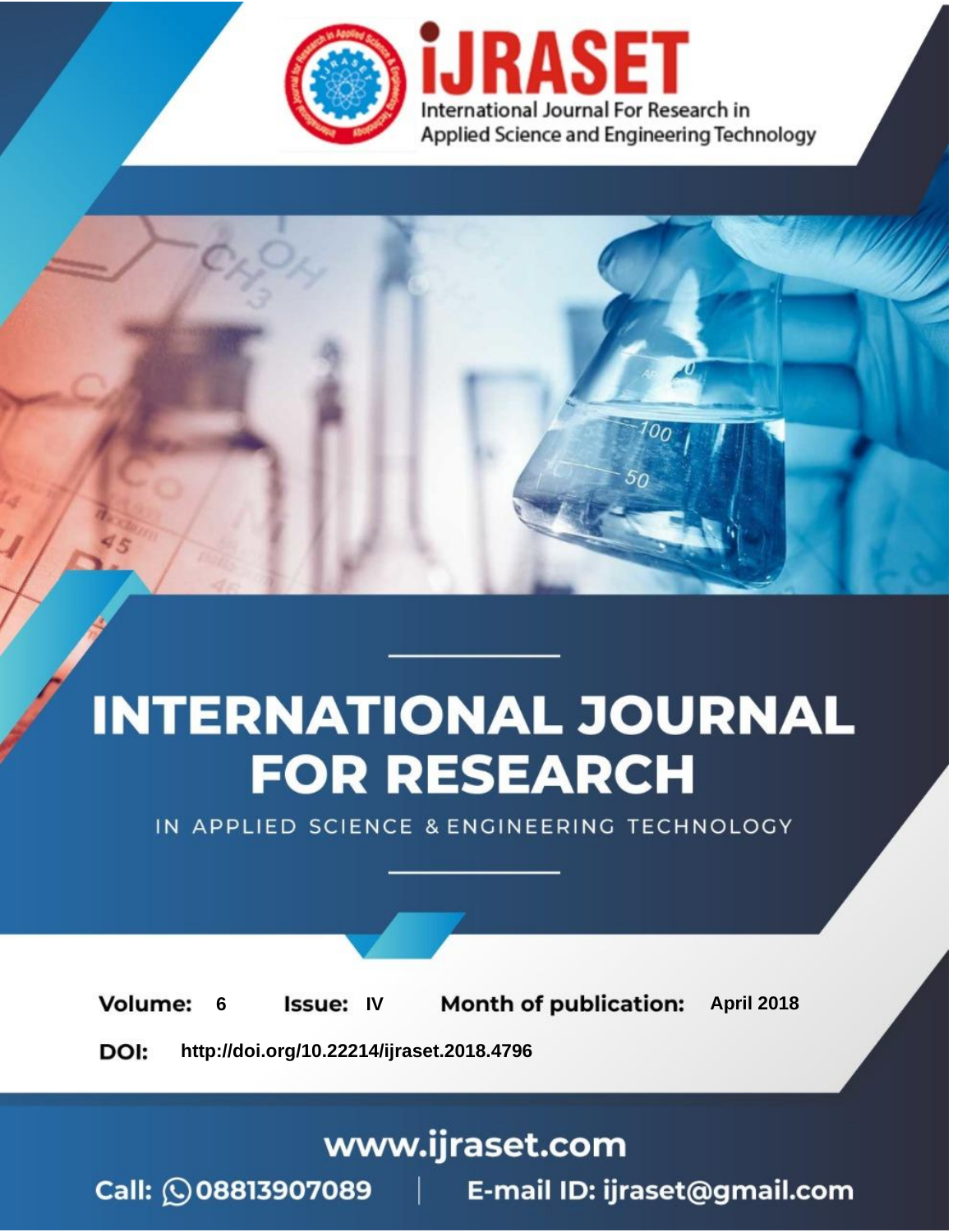iJRASET

International Journal For Research in Applied Science and Engineering Technology

# INTERNATIONAL JOURNAL FOR RESEARCH

IN APPLIED SCIENCE & ENGINEERING TECHNOLOGY

**Volume:** 6 **Issue:** IV **Month of publication:** April 2018

**DOI:** http://doi.org/10.22214/ijraset.2018.4796

www.ijraset.com

Call: 08813907089 | E-mail ID: ijraset@gmail.com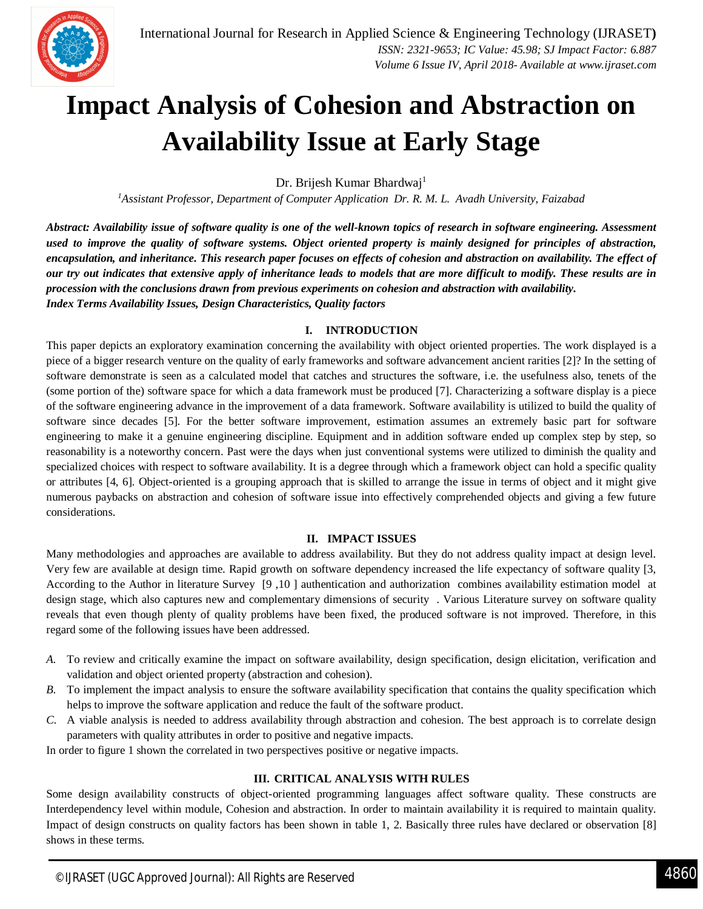# Impact Analysis of Cohesion and Abstraction on Availability Issue at Early Stage

Dr. Brijesh Kumar Bhardwaj[1]

[1]*Assistant Professor, Department of Computer Application Dr. R. M. L. Avadh University, Faizabad*

***Abstract:** Availability issue of software quality is one of the well-known topics of research in software engineering. Assessment used to improve the quality of software systems. Object oriented property is mainly designed for principles of abstraction, encapsulation, and inheritance. This research paper focuses on effects of cohesion and abstraction on availability. The effect of our try out indicates that extensive apply of inheritance leads to models that are more difficult to modify. These results are in procession with the conclusions drawn from previous experiments on cohesion and abstraction with availability.*

***Index Terms** Availability Issues, Design Characteristics, Quality factors*

## I. INTRODUCTION

This paper depicts an exploratory examination concerning the availability with object oriented properties. The work displayed is a piece of a bigger research venture on the quality of early frameworks and software advancement ancient rarities [2]? In the setting of software demonstrate is seen as a calculated model that catches and structures the software, i.e. the usefulness also, tenets of the (some portion of the) software space for which a data framework must be produced [7]. Characterizing a software display is a piece of the software engineering advance in the improvement of a data framework. Software availability is utilized to build the quality of software since decades [5]. For the better software improvement, estimation assumes an extremely basic part for software engineering to make it a genuine engineering discipline. Equipment and in addition software ended up complex step by step, so reasonability is a noteworthy concern. Past were the days when just conventional systems were utilized to diminish the quality and specialized choices with respect to software availability. It is a degree through which a framework object can hold a specific quality or attributes [4, 6]. Object-oriented is a grouping approach that is skilled to arrange the issue in terms of object and it might give numerous paybacks on abstraction and cohesion of software issue into effectively comprehended objects and giving a few future considerations.

## II. IMPACT ISSUES

Many methodologies and approaches are available to address availability. But they do not address quality impact at design level. Very few are available at design time. Rapid growth on software dependency increased the life expectancy of software quality [3, According to the Author in literature Survey [9 ,10 ] authentication and authorization combines availability estimation model at design stage, which also captures new and complementary dimensions of security . Various Literature survey on software quality reveals that even though plenty of quality problems have been fixed, the produced software is not improved. Therefore, in this regard some of the following issues have been addressed.

*A.* To review and critically examine the impact on software availability, design specification, design elicitation, verification and validation and object oriented property (abstraction and cohesion).

*B.* To implement the impact analysis to ensure the software availability specification that contains the quality specification which helps to improve the software application and reduce the fault of the software product.

*C.* A viable analysis is needed to address availability through abstraction and cohesion. The best approach is to correlate design parameters with quality attributes in order to positive and negative impacts.

In order to figure 1 shown the correlated in two perspectives positive or negative impacts.

## III. CRITICAL ANALYSIS WITH RULES

Some design availability constructs of object-oriented programming languages affect software quality. These constructs are Interdependency level within module, Cohesion and abstraction. In order to maintain availability it is required to maintain quality. Impact of design constructs on quality factors has been shown in table 1, 2. Basically three rules have declared or observation [8] shows in these terms.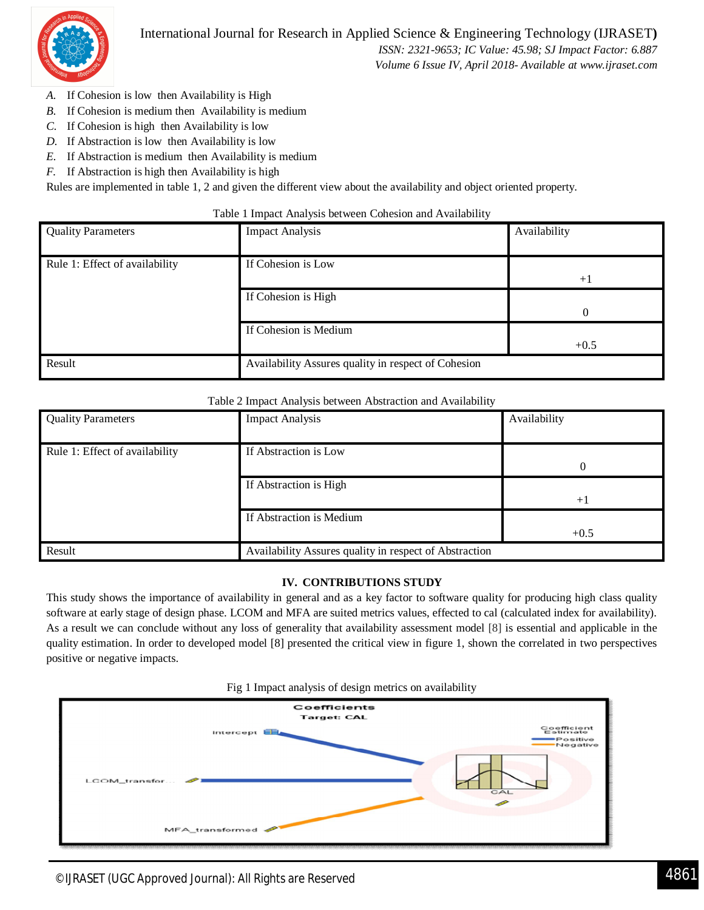A. If Cohesion is low then Availability is High
B. If Cohesion is medium then Availability is medium
C. If Cohesion is high then Availability is low
D. If Abstraction is low then Availability is low
E. If Abstraction is medium then Availability is medium
F. If Abstraction is high then Availability is high

Rules are implemented in table 1, 2 and given the different view about the availability and object oriented property.

Table 1 Impact Analysis between Cohesion and Availability

| Quality Parameters | Impact Analysis | Availability |
|---|---|---|
| Rule 1: Effect of availability | If Cohesion is Low | +1 |
| | If Cohesion is High | 0 |
| | If Cohesion is Medium | +0.5 |
| Result | Availability Assures quality in respect of Cohesion | |

Table 2 Impact Analysis between Abstraction and Availability

| Quality Parameters | Impact Analysis | Availability |
|---|---|---|
| Rule 1: Effect of availability | If Abstraction is Low | 0 |
| | If Abstraction is High | +1 |
| | If Abstraction is Medium | +0.5 |
| Result | Availability Assures quality in respect of Abstraction | |

## IV. CONTRIBUTIONS STUDY

This study shows the importance of availability in general and as a key factor to software quality for producing high class quality software at early stage of design phase. LCOM and MFA are suited metrics values, effected to cal (calculated index for availability). As a result we can conclude without any loss of generality that availability assessment model [8] is essential and applicable in the quality estimation. In order to developed model [8] presented the critical view in figure 1, shown the correlated in two perspectives positive or negative impacts.

Fig 1 Impact analysis of design metrics on availability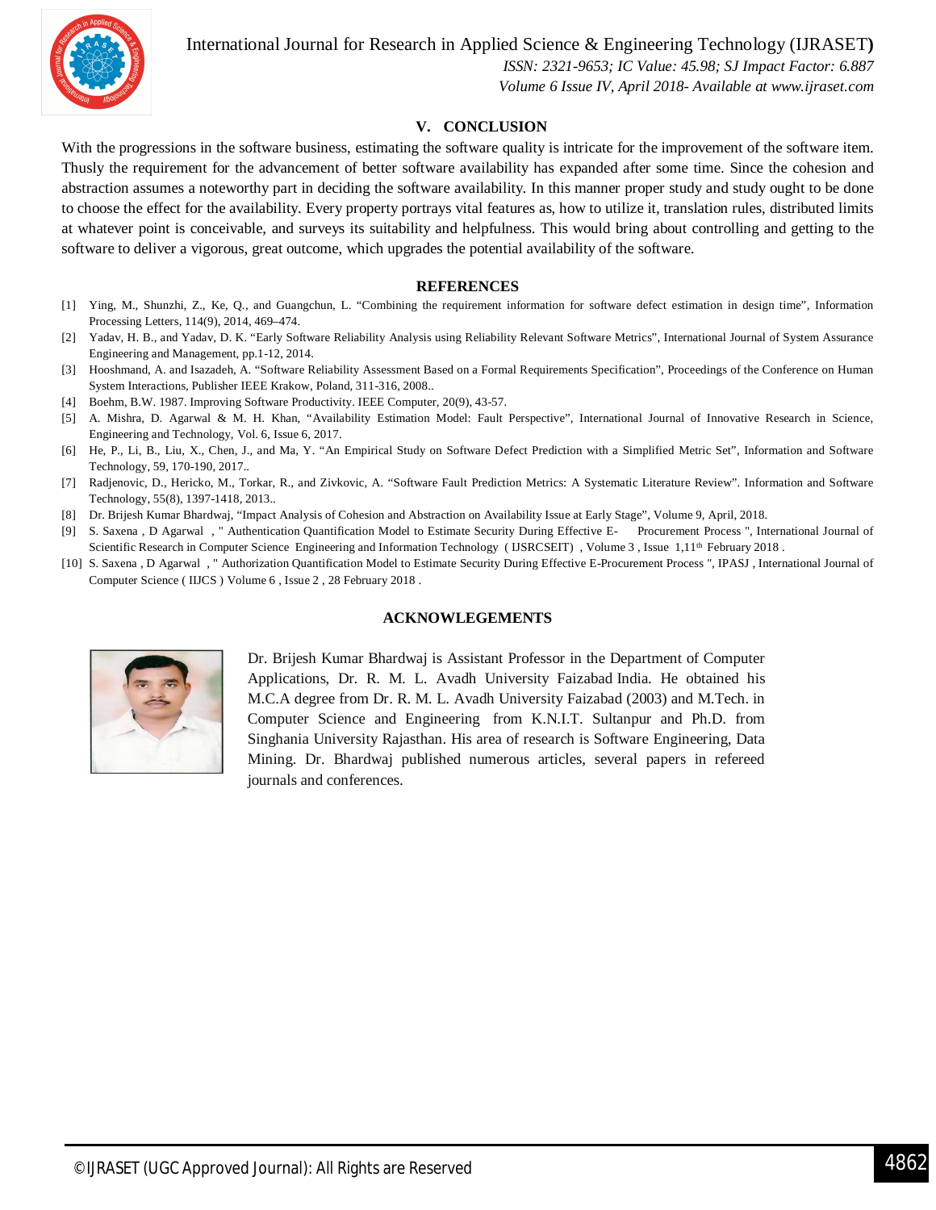## V. CONCLUSION

With the progressions in the software business, estimating the software quality is intricate for the improvement of the software item. Thusly the requirement for the advancement of better software availability has expanded after some time. Since the cohesion and abstraction assumes a noteworthy part in deciding the software availability. In this manner proper study and study ought to be done to choose the effect for the availability. Every property portrays vital features as, how to utilize it, translation rules, distributed limits at whatever point is conceivable, and surveys its suitability and helpfulness. This would bring about controlling and getting to the software to deliver a vigorous, great outcome, which upgrades the potential availability of the software.

## REFERENCES

[1] Ying, M., Shunzhi, Z., Ke, Q., and Guangchun, L. "Combining the requirement information for software defect estimation in design time", Information Processing Letters, 114(9), 2014, 469–474.

[2] Yadav, H. B., and Yadav, D. K. "Early Software Reliability Analysis using Reliability Relevant Software Metrics", International Journal of System Assurance Engineering and Management, pp.1-12, 2014.

[3] Hooshmand, A. and Isazadeh, A. "Software Reliability Assessment Based on a Formal Requirements Specification", Proceedings of the Conference on Human System Interactions, Publisher IEEE Krakow, Poland, 311-316, 2008..

[4] Boehm, B.W. 1987. Improving Software Productivity. IEEE Computer, 20(9), 43-57.

[5] A. Mishra, D. Agarwal & M. H. Khan, "Availability Estimation Model: Fault Perspective", International Journal of Innovative Research in Science, Engineering and Technology, Vol. 6, Issue 6, 2017.

[6] He, P., Li, B., Liu, X., Chen, J., and Ma, Y. "An Empirical Study on Software Defect Prediction with a Simplified Metric Set", Information and Software Technology, 59, 170-190, 2017..

[7] Radjenovic, D., Hericko, M., Torkar, R., and Zivkovic, A. "Software Fault Prediction Metrics: A Systematic Literature Review". Information and Software Technology, 55(8), 1397-1418, 2013..

[8] Dr. Brijesh Kumar Bhardwaj, "Impact Analysis of Cohesion and Abstraction on Availability Issue at Early Stage", Volume 9, April, 2018.

[9] S. Saxena , D Agarwal , " Authentication Quantification Model to Estimate Security During Effective E- Procurement Process ", International Journal of Scientific Research in Computer Science Engineering and Information Technology ( IJSRCSEIT) , Volume 3 , Issue 1,11th February 2018 .

[10] S. Saxena , D Agarwal , " Authorization Quantification Model to Estimate Security During Effective E-Procurement Process ", IPASJ , International Journal of Computer Science ( IIJCS ) Volume 6 , Issue 2 , 28 February 2018 .

## ACKNOWLEGEMENTS

Dr. Brijesh Kumar Bhardwaj is Assistant Professor in the Department of Computer Applications, Dr. R. M. L. Avadh University Faizabad India. He obtained his M.C.A degree from Dr. R. M. L. Avadh University Faizabad (2003) and M.Tech. in Computer Science and Engineering from K.N.I.T. Sultanpur and Ph.D. from Singhania University Rajasthan. His area of research is Software Engineering, Data Mining. Dr. Bhardwaj published numerous articles, several papers in refereed journals and conferences.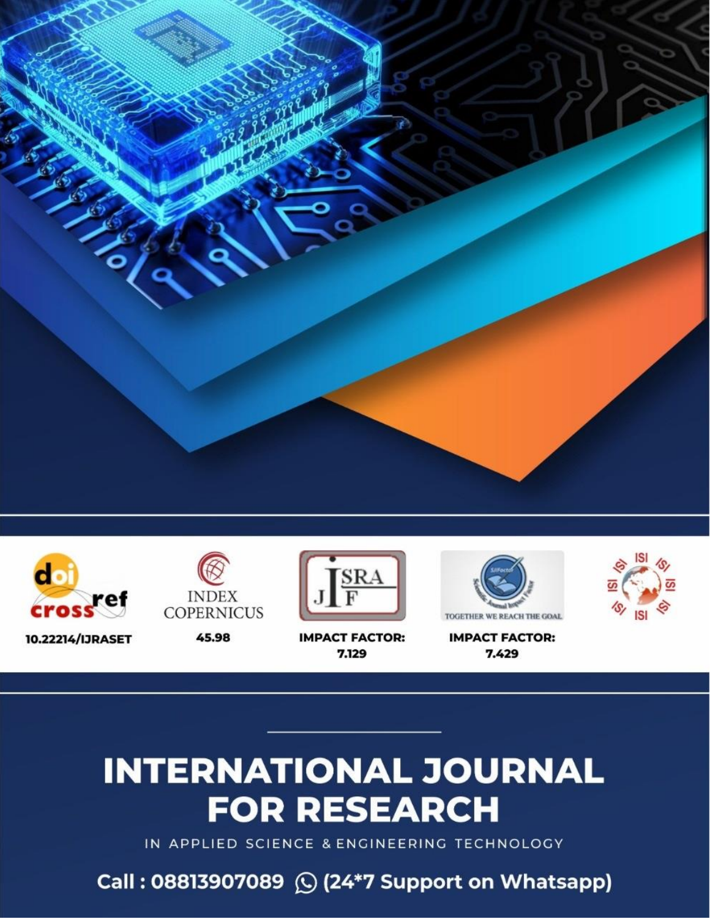10.22214/IJRASET

45.98

IMPACT FACTOR: 7.129

IMPACT FACTOR: 7.429

# INTERNATIONAL JOURNAL FOR RESEARCH

IN APPLIED SCIENCE & ENGINEERING TECHNOLOGY

Call : 08813907089 (24*7 Support on Whatsapp)